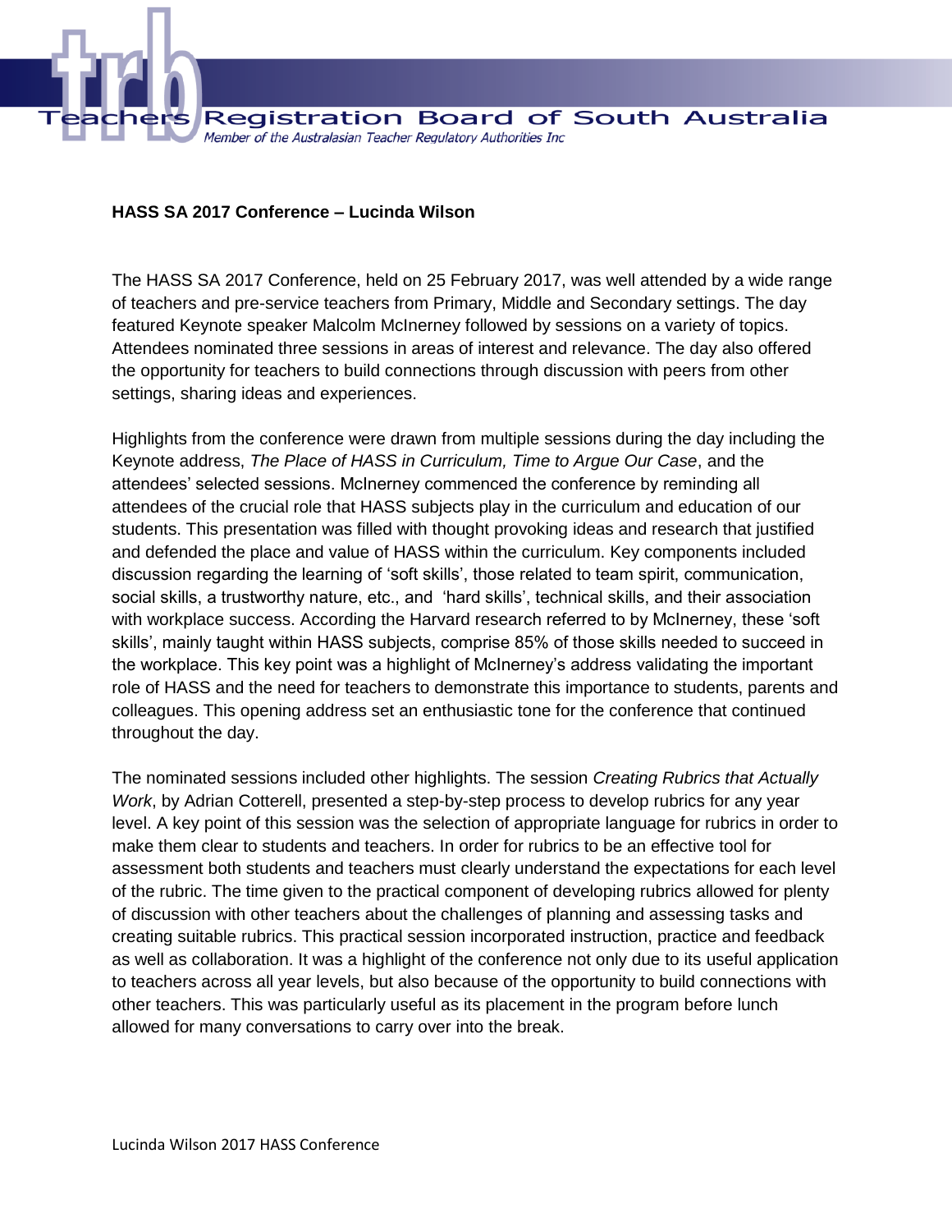**HASS SA 2017 Conference – Lucinda Wilson**

The HASS SA 2017 Conference, held on 25 February 2017, was well attended by a wide range of teachers and pre-service teachers from Primary, Middle and Secondary settings. The day featured Keynote speaker Malcolm McInerney followed by sessions on a variety of topics. Attendees nominated three sessions in areas of interest and relevance. The day also offered the opportunity for teachers to build connections through discussion with peers from other settings, sharing ideas and experiences.

Highlights from the conference were drawn from multiple sessions during the day including the Keynote address, *The Place of HASS in Curriculum, Time to Argue Our Case*, and the attendees' selected sessions. McInerney commenced the conference by reminding all attendees of the crucial role that HASS subjects play in the curriculum and education of our students. This presentation was filled with thought provoking ideas and research that justified and defended the place and value of HASS within the curriculum. Key components included discussion regarding the learning of 'soft skills', those related to team spirit, communication, social skills, a trustworthy nature, etc., and 'hard skills', technical skills, and their association with workplace success. According the Harvard research referred to by McInerney, these 'soft skills', mainly taught within HASS subjects, comprise 85% of those skills needed to succeed in the workplace. This key point was a highlight of McInerney's address validating the important role of HASS and the need for teachers to demonstrate this importance to students, parents and colleagues. This opening address set an enthusiastic tone for the conference that continued throughout the day.

The nominated sessions included other highlights. The session *Creating Rubrics that Actually Work*, by Adrian Cotterell, presented a step-by-step process to develop rubrics for any year level. A key point of this session was the selection of appropriate language for rubrics in order to make them clear to students and teachers. In order for rubrics to be an effective tool for assessment both students and teachers must clearly understand the expectations for each level of the rubric. The time given to the practical component of developing rubrics allowed for plenty of discussion with other teachers about the challenges of planning and assessing tasks and creating suitable rubrics. This practical session incorporated instruction, practice and feedback as well as collaboration. It was a highlight of the conference not only due to its useful application to teachers across all year levels, but also because of the opportunity to build connections with other teachers. This was particularly useful as its placement in the program before lunch allowed for many conversations to carry over into the break.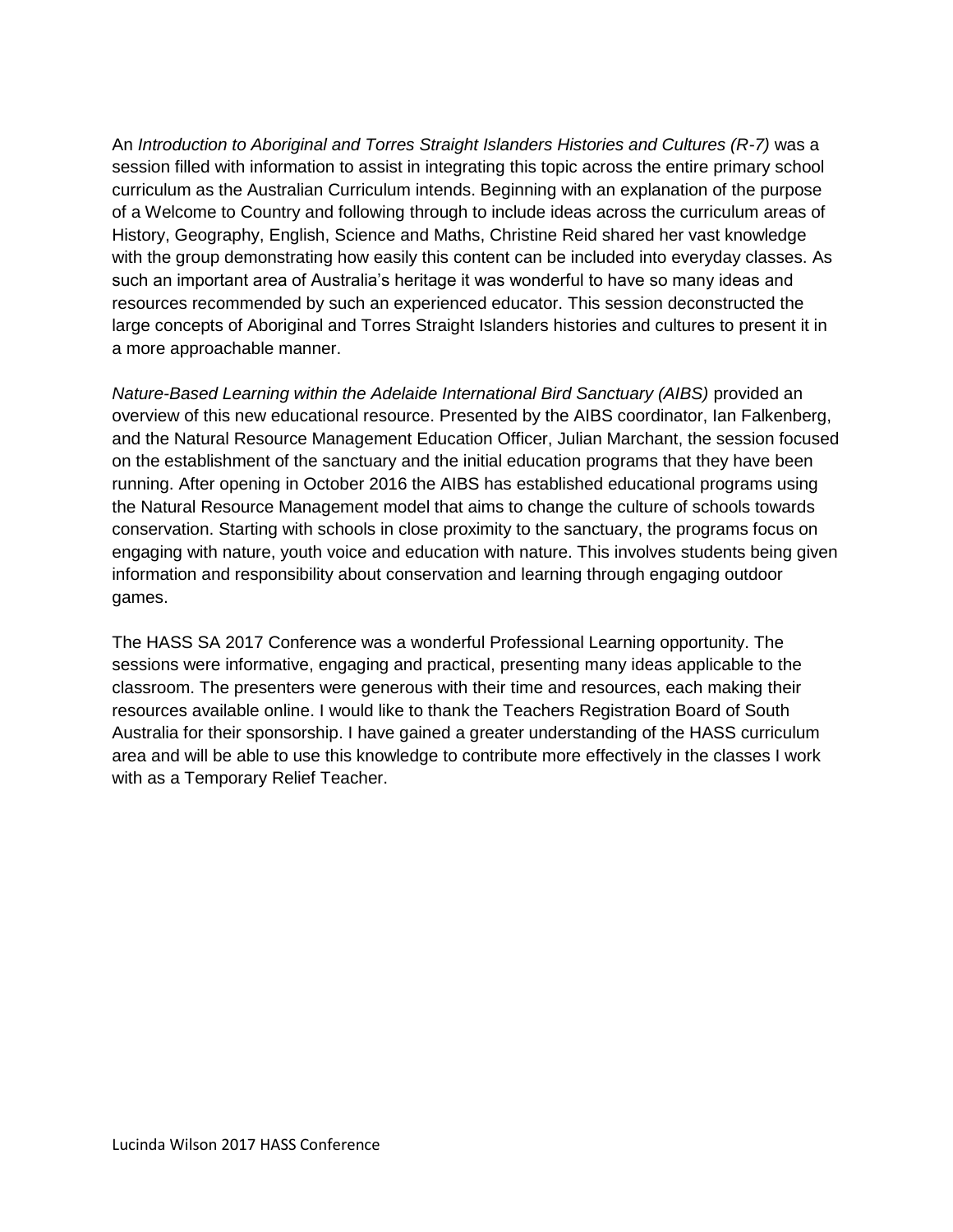An *Introduction to Aboriginal and Torres Straight Islanders Histories and Cultures (R-7)* was a session filled with information to assist in integrating this topic across the entire primary school curriculum as the Australian Curriculum intends. Beginning with an explanation of the purpose of a Welcome to Country and following through to include ideas across the curriculum areas of History, Geography, English, Science and Maths, Christine Reid shared her vast knowledge with the group demonstrating how easily this content can be included into everyday classes. As such an important area of Australia's heritage it was wonderful to have so many ideas and resources recommended by such an experienced educator. This session deconstructed the large concepts of Aboriginal and Torres Straight Islanders histories and cultures to present it in a more approachable manner.

*Nature-Based Learning within the Adelaide International Bird Sanctuary (AIBS)* provided an overview of this new educational resource. Presented by the AIBS coordinator, Ian Falkenberg, and the Natural Resource Management Education Officer, Julian Marchant, the session focused on the establishment of the sanctuary and the initial education programs that they have been running. After opening in October 2016 the AIBS has established educational programs using the Natural Resource Management model that aims to change the culture of schools towards conservation. Starting with schools in close proximity to the sanctuary, the programs focus on engaging with nature, youth voice and education with nature. This involves students being given information and responsibility about conservation and learning through engaging outdoor games.

The HASS SA 2017 Conference was a wonderful Professional Learning opportunity. The sessions were informative, engaging and practical, presenting many ideas applicable to the classroom. The presenters were generous with their time and resources, each making their resources available online. I would like to thank the Teachers Registration Board of South Australia for their sponsorship. I have gained a greater understanding of the HASS curriculum area and will be able to use this knowledge to contribute more effectively in the classes I work with as a Temporary Relief Teacher.